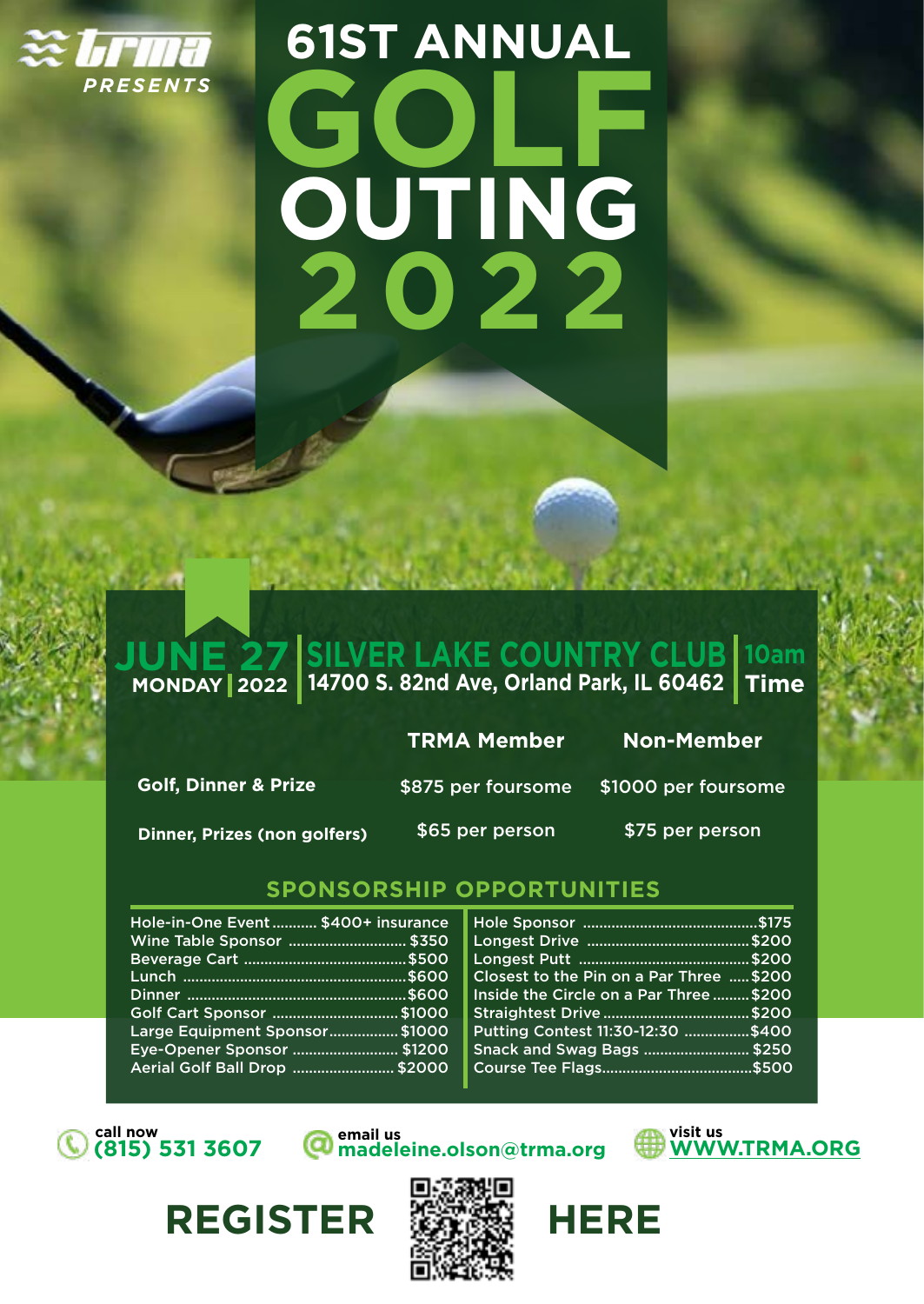trma PRESENTS

# 61ST ANNUAL GOLF OUTING 2022

**JUNE 27** MONDAY | 2022

**SILVER LAKE COUNTRY CLUB**
14700 S. 82nd Ave, Orland Park, IL 60462

**10am** Time

| | TRMA Member | Non-Member |
|---|---|---|
| Golf, Dinner & Prize | $875 per foursome | $1000 per foursome |
| Dinner, Prizes (non golfers) | $65 per person | $75 per person |

## SPONSORSHIP OPPORTUNITIES

| Sponsorship | Price |
|---|---|
| Hole-in-One Event | $400+ insurance |
| Wine Table Sponsor | $350 |
| Beverage Cart | $500 |
| Lunch | $600 |
| Dinner | $600 |
| Golf Cart Sponsor | $1000 |
| Large Equipment Sponsor | $1000 |
| Eye-Opener Sponsor | $1200 |
| Aerial Golf Ball Drop | $2000 |
| Hole Sponsor | $175 |
| Longest Drive | $200 |
| Longest Putt | $200 |
| Closest to the Pin on a Par Three | $200 |
| Inside the Circle on a Par Three | $200 |
| Straightest Drive | $200 |
| Putting Contest 11:30-12:30 | $400 |
| Snack and Swag Bags | $250 |
| Course Tee Flags | $500 |

call now **(815) 531 3607**

email us **madeleine.olson@trma.org**

visit us **WWW.TRMA.ORG**

**REGISTER HERE**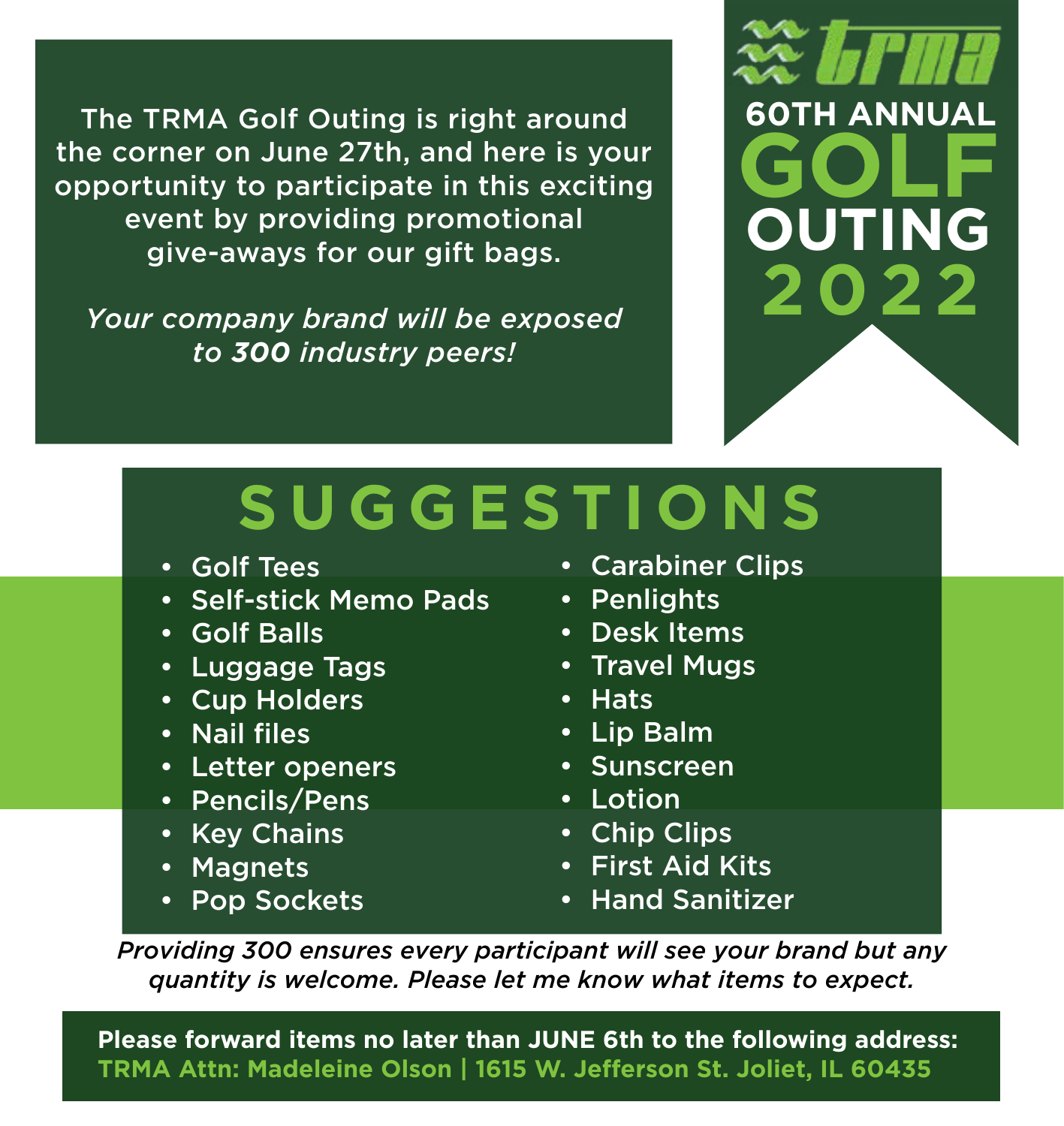# trma

## 60TH ANNUAL GOLF OUTING 2022

The TRMA Golf Outing is right around the corner on June 27th, and here is your opportunity to participate in this exciting event by providing promotional give-aways for our gift bags.

*Your company brand will be exposed to **300** industry peers!*

## SUGGESTIONS

- Golf Tees
- Self-stick Memo Pads
- Golf Balls
- Luggage Tags
- Cup Holders
- Nail files
- Letter openers
- Pencils/Pens
- Key Chains
- Magnets
- Pop Sockets
- Carabiner Clips
- Penlights
- Desk Items
- Travel Mugs
- Hats
- Lip Balm
- Sunscreen
- Lotion
- Chip Clips
- First Aid Kits
- Hand Sanitizer

*Providing 300 ensures every participant will see your brand but any quantity is welcome. Please let me know what items to expect.*

**Please forward items no later than JUNE 6th to the following address:**
**TRMA Attn: Madeleine Olson | 1615 W. Jefferson St. Joliet, IL 60435**